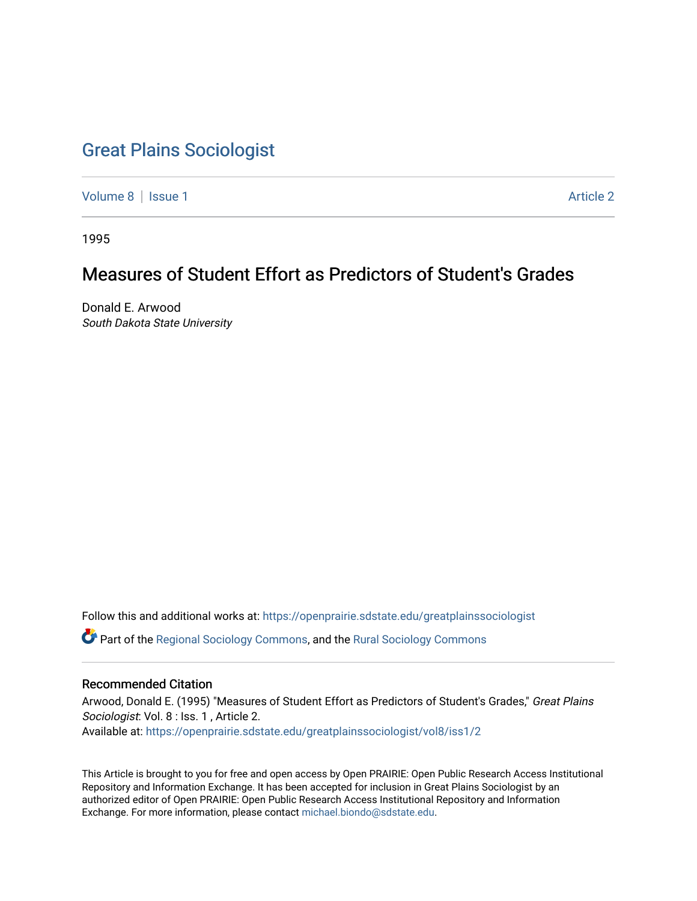# Great Plains Sociologist

Volume 8 | Issue 1 Article 2

1995

## Measures of Student Effort as Predictors of Student's Grades

Donald E. Arwood
*South Dakota State University*

Follow this and additional works at: https://openprairie.sdstate.edu/greatplainssociologist

Part of the Regional Sociology Commons, and the Rural Sociology Commons

### Recommended Citation

Arwood, Donald E. (1995) "Measures of Student Effort as Predictors of Student's Grades," *Great Plains Sociologist*: Vol. 8 : Iss. 1 , Article 2.
Available at: https://openprairie.sdstate.edu/greatplainssociologist/vol8/iss1/2

This Article is brought to you for free and open access by Open PRAIRIE: Open Public Research Access Institutional Repository and Information Exchange. It has been accepted for inclusion in Great Plains Sociologist by an authorized editor of Open PRAIRIE: Open Public Research Access Institutional Repository and Information Exchange. For more information, please contact michael.biondo@sdstate.edu.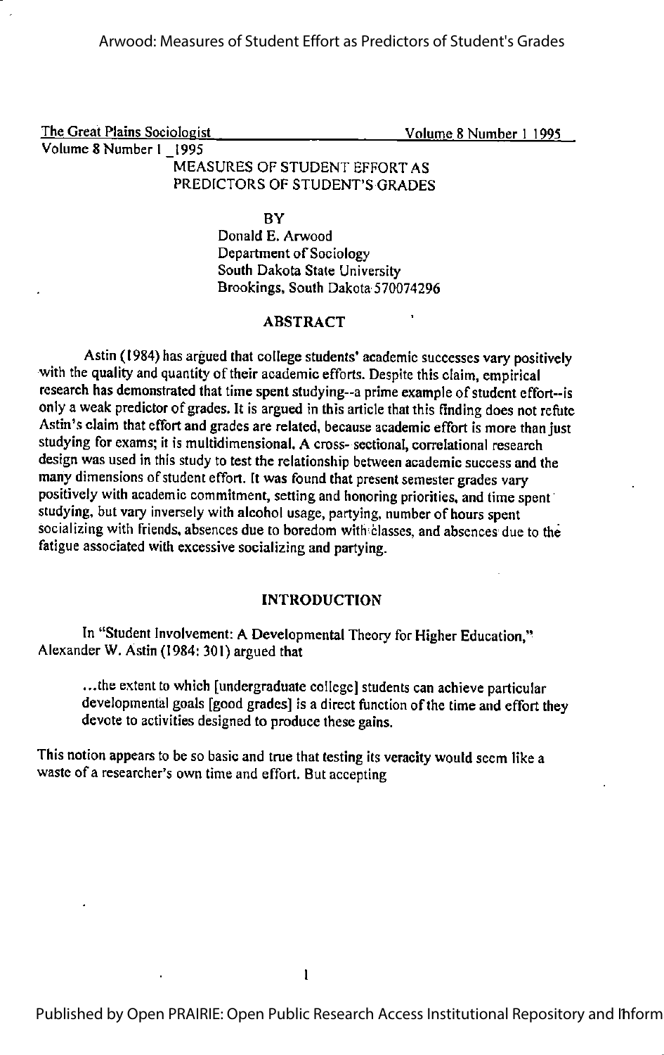# MEASURES OF STUDENT EFFORT AS PREDICTORS OF STUDENT'S GRADES

BY

Donald E. Arwood
Department of Sociology
South Dakota State University
Brookings, South Dakota 570074296

## ABSTRACT

Astin (1984) has argued that college students' academic successes vary positively with the quality and quantity of their academic efforts. Despite this claim, empirical research has demonstrated that time spent studying--a prime example of student effort--is only a weak predictor of grades. It is argued in this article that this finding does not refute Astin's claim that effort and grades are related, because academic effort is more than just studying for exams; it is multidimensional. A cross- sectional, correlational research design was used in this study to test the relationship between academic success and the many dimensions of student effort. It was found that present semester grades vary positively with academic commitment, setting and honoring priorities, and time spent studying, but vary inversely with alcohol usage, partying, number of hours spent socializing with friends, absences due to boredom with classes, and absences due to the fatigue associated with excessive socializing and partying.

## INTRODUCTION

In "Student Involvement: A Developmental Theory for Higher Education," Alexander W. Astin (1984: 301) argued that

> ...the extent to which [undergraduate college] students can achieve particular developmental goals [good grades] is a direct function of the time and effort they devote to activities designed to produce these gains.

This notion appears to be so basic and true that testing its veracity would seem like a waste of a researcher's own time and effort. But accepting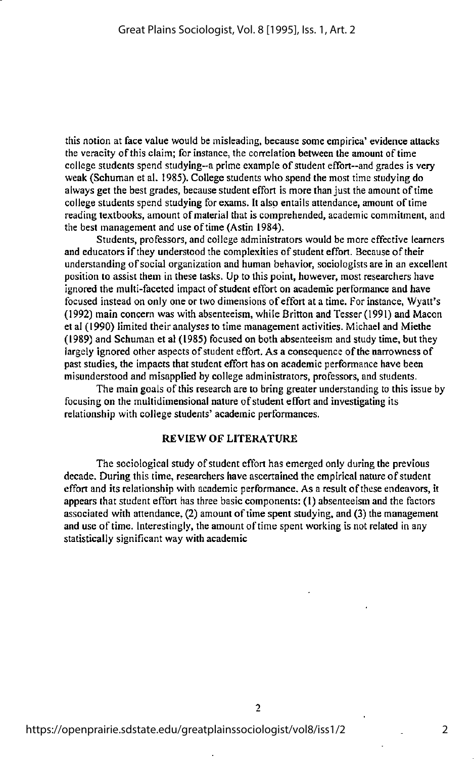this notion at face value would be misleading, because some empirica' evidence attacks the veracity of this claim; for instance, the correlation between the amount of time college students spend studying--a prime example of student effort--and grades is very weak (Schuman et al. 1985). College students who spend the most time studying do always get the best grades, because student effort is more than just the amount of time college students spend studying for exams. It also entails attendance, amount of time reading textbooks, amount of material that is comprehended, academic commitment, and the best management and use of time (Astin 1984).

Students, professors, and college administrators would be more effective learners and educators if they understood the complexities of student effort. Because of their understanding of social organization and human behavior, sociologists are in an excellent position to assist them in these tasks. Up to this point, however, most researchers have ignored the multi-faceted impact of student effort on academic performance and have focused instead on only one or two dimensions of effort at a time. For instance, Wyatt's (1992) main concern was with absenteeism, while Britton and Tesser (1991) and Macon et al (1990) limited their analyses to time management activities. Michael and Miethe (1989) and Schuman et al (1985) focused on both absenteeism and study time, but they largely ignored other aspects of student effort. As a consequence of the narrowness of past studies, the impacts that student effort has on academic performance have been misunderstood and misapplied by college administrators, professors, and students.

The main goals of this research are to bring greater understanding to this issue by focusing on the multidimensional nature of student effort and investigating its relationship with college students' academic performances.

## REVIEW OF LITERATURE

The sociological study of student effort has emerged only during the previous decade. During this time, researchers have ascertained the empirical nature of student effort and its relationship with academic performance. As a result of these endeavors, it appears that student effort has three basic components: (1) absenteeism and the factors associated with attendance, (2) amount of time spent studying, and (3) the management and use of time. Interestingly, the amount of time spent working is not related in any statistically significant way with academic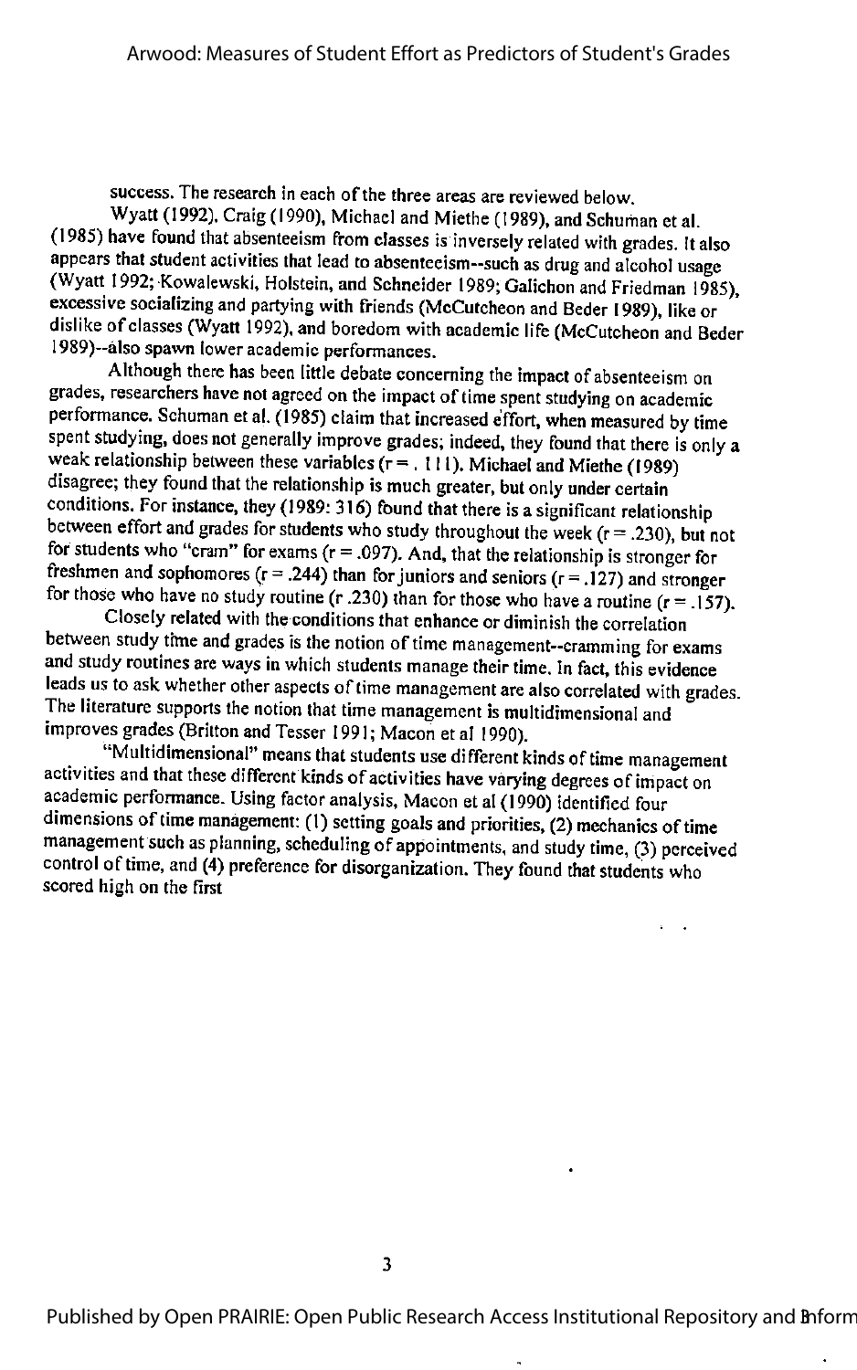success. The research in each of the three areas are reviewed below.

Wyatt (1992), Craig (1990), Michael and Miethe (1989), and Schuman et al. (1985) have found that absenteeism from classes is inversely related with grades. It also appears that student activities that lead to absenteeism--such as drug and alcohol usage (Wyatt 1992; Kowalewski, Holstein, and Schneider 1989; Galichon and Friedman 1985), excessive socializing and partying with friends (McCutcheon and Beder 1989), like or dislike of classes (Wyatt 1992), and boredom with academic life (McCutcheon and Beder 1989)--also spawn lower academic performances.

Although there has been little debate concerning the impact of absenteeism on grades, researchers have not agreed on the impact of time spent studying on academic performance. Schuman et al. (1985) claim that increased effort, when measured by time spent studying, does not generally improve grades; indeed, they found that there is only a weak relationship between these variables ($r = .111$). Michael and Miethe (1989) disagree; they found that the relationship is much greater, but only under certain conditions. For instance, they (1989: 316) found that there is a significant relationship between effort and grades for students who study throughout the week ($r = .230$), but not for students who "cram" for exams ($r = .097$). And, that the relationship is stronger for freshmen and sophomores ($r = .244$) than for juniors and seniors ($r = .127$) and stronger for those who have no study routine ($r$ .230) than for those who have a routine ($r = .157$).

Closely related with the conditions that enhance or diminish the correlation between study time and grades is the notion of time management--cramming for exams and study routines are ways in which students manage their time. In fact, this evidence leads us to ask whether other aspects of time management are also correlated with grades. The literature supports the notion that time management is multidimensional and improves grades (Britton and Tesser 1991; Macon et al 1990).

"Multidimensional" means that students use different kinds of time management activities and that these different kinds of activities have varying degrees of impact on academic performance. Using factor analysis, Macon et al (1990) identified four dimensions of time management: (1) setting goals and priorities, (2) mechanics of time management such as planning, scheduling of appointments, and study time, (3) perceived control of time, and (4) preference for disorganization. They found that students who scored high on the first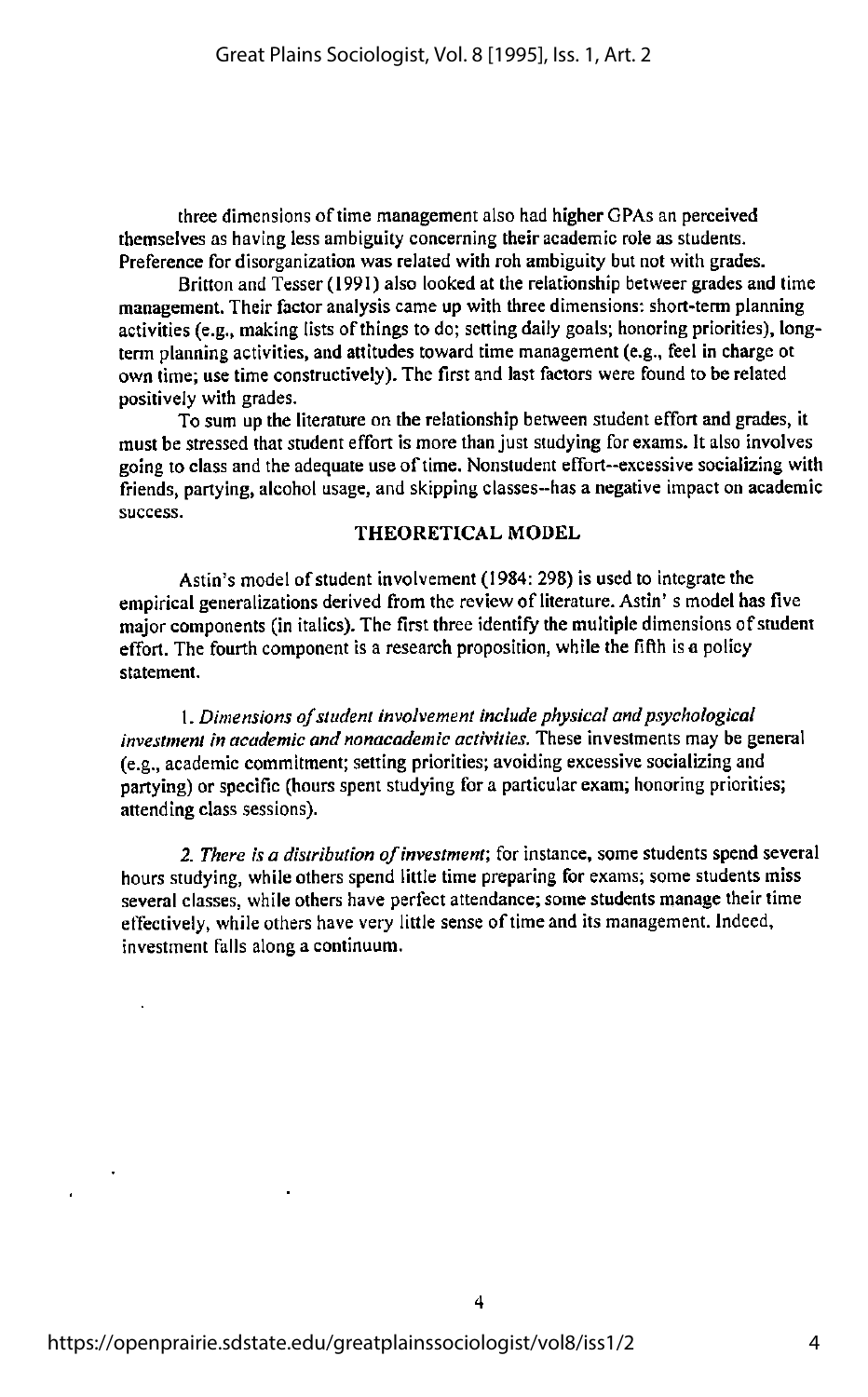three dimensions of time management also had higher GPAs an perceived themselves as having less ambiguity concerning their academic role as students. Preference for disorganization was related with roh ambiguity but not with grades.

Britton and Tesser (1991) also looked at the relationship betweer grades and time management. Their factor analysis came up with three dimensions: short-term planning activities (e.g., making lists of things to do; setting daily goals; honoring priorities), long-term planning activities, and attitudes toward time management (e.g., feel in charge ot own time; use time constructively). The first and last factors were found to be related positively with grades.

To sum up the literature on the relationship between student effort and grades, it must be stressed that student effort is more than just studying for exams. It also involves going to class and the adequate use of time. Nonstudent effort--excessive socializing with friends, partying, alcohol usage, and skipping classes--has a negative impact on academic success.

## THEORETICAL MODEL

Astin's model of student involvement (1984: 298) is used to integrate the empirical generalizations derived from the review of literature. Astin' s model has five major components (in italics). The first three identify the multiple dimensions of student effort. The fourth component is a research proposition, while the fifth is a policy statement.

1. *Dimensions of student involvement include physical and psychological investment in academic and nonacademic activities.* These investments may be general (e.g., academic commitment; setting priorities; avoiding excessive socializing and partying) or specific (hours spent studying for a particular exam; honoring priorities; attending class sessions).

2. *There is a distribution of investment*; for instance, some students spend several hours studying, while others spend little time preparing for exams; some students miss several classes, while others have perfect attendance; some students manage their time effectively, while others have very little sense of time and its management. Indeed, investment falls along a continuum.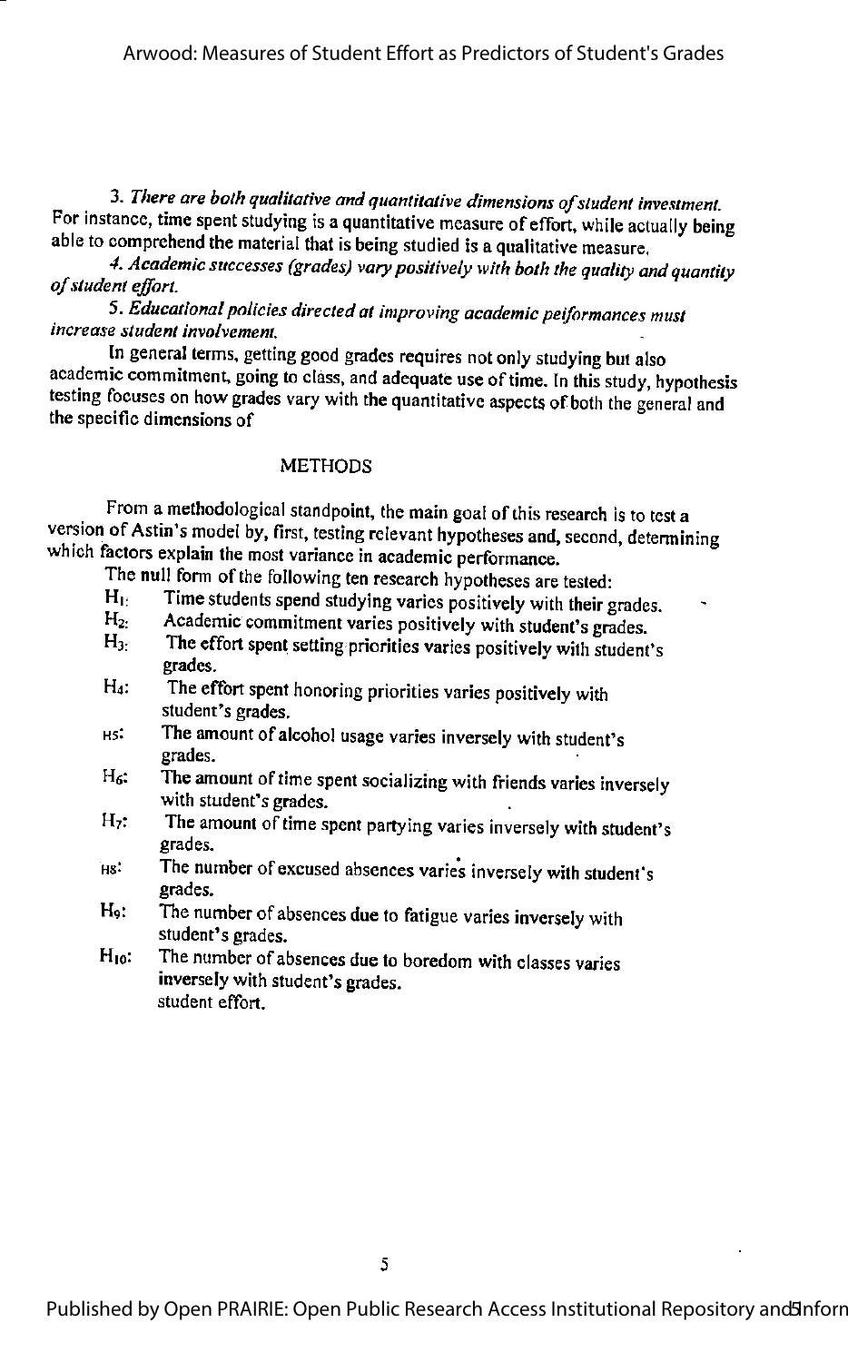3. *There are both qualitative and quantitative dimensions of student investment.* For instance, time spent studying is a quantitative measure of effort, while actually being able to comprehend the material that is being studied is a qualitative measure.

4. *Academic successes (grades) vary positively with both the quality and quantity of student effort.*

5. *Educational policies directed at improving academic performances must increase student involvement.*

In general terms, getting good grades requires not only studying but also academic commitment, going to class, and adequate use of time. In this study, hypothesis testing focuses on how grades vary with the quantitative aspects of both the general and the specific dimensions of

## METHODS

From a methodological standpoint, the main goal of this research is to test a version of Astin's model by, first, testing relevant hypotheses and, second, determining which factors explain the most variance in academic performance.

The null form of the following ten research hypotheses are tested:

- $H_1$: Time students spend studying varies positively with their grades.
- $H_2$: Academic commitment varies positively with student's grades.
- $H_3$: The effort spent setting priorities varies positively with student's grades.
- $H_4$: The effort spent honoring priorities varies positively with student's grades.
- $H_5$: The amount of alcohol usage varies inversely with student's grades.
- $H_6$: The amount of time spent socializing with friends varies inversely with student's grades.
- $H_7$: The amount of time spent partying varies inversely with student's grades.
- $H_8$: The number of excused absences varies inversely with student's grades.
- $H_9$: The number of absences due to fatigue varies inversely with student's grades.
- $H_{10}$: The number of absences due to boredom with classes varies inversely with student's grades.

student effort.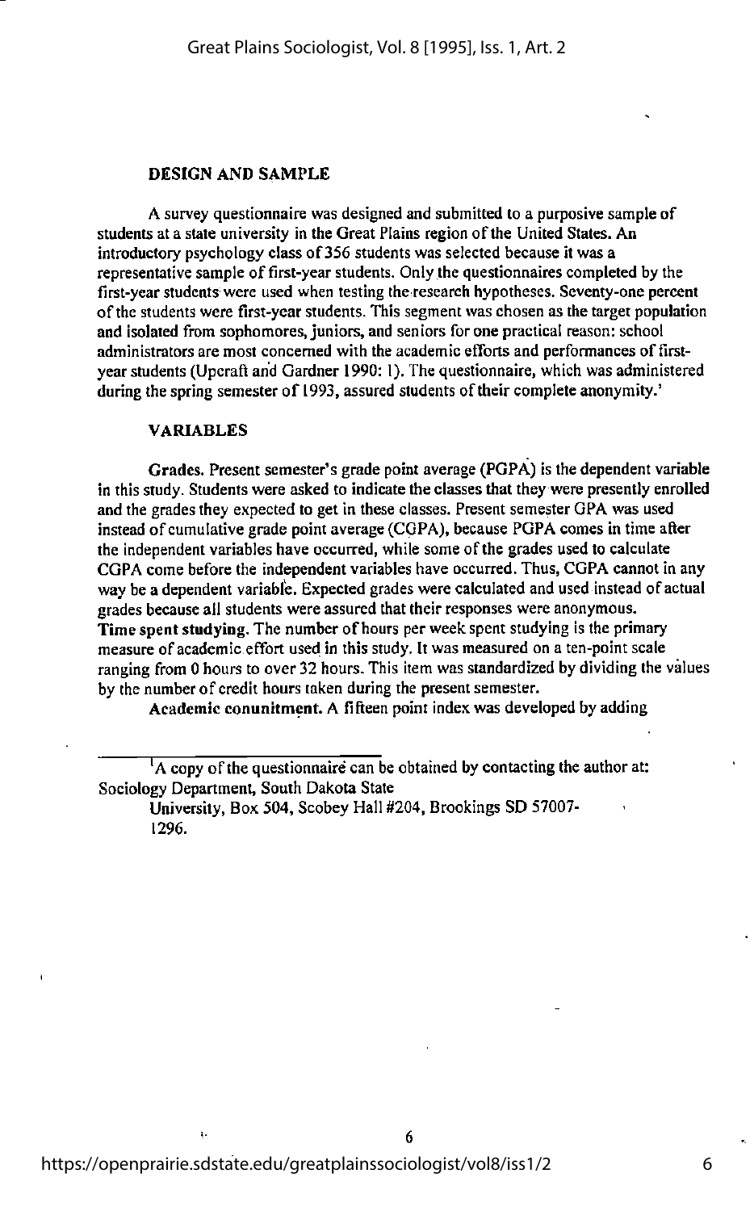## DESIGN AND SAMPLE

A survey questionnaire was designed and submitted to a purposive sample of students at a state university in the Great Plains region of the United States. An introductory psychology class of 356 students was selected because it was a representative sample of first-year students. Only the questionnaires completed by the first-year students were used when testing the research hypotheses. Seventy-one percent of the students were first-year students. This segment was chosen as the target population and isolated from sophomores, juniors, and seniors for one practical reason: school administrators are most concerned with the academic efforts and performances of first-year students (Upcraft and Gardner 1990: 1). The questionnaire, which was administered during the spring semester of 1993, assured students of their complete anonymity.[1]

## VARIABLES

**Grades.** Present semester's grade point average (PGPA) is the dependent variable in this study. Students were asked to indicate the classes that they were presently enrolled and the grades they expected to get in these classes. Present semester GPA was used instead of cumulative grade point average (CGPA), because PGPA comes in time after the independent variables have occurred, while some of the grades used to calculate CGPA come before the independent variables have occurred. Thus, CGPA cannot in any way be a dependent variable. Expected grades were calculated and used instead of actual grades because all students were assured that their responses were anonymous.

**Time spent studying.** The number of hours per week spent studying is the primary measure of academic effort used in this study. It was measured on a ten-point scale ranging from 0 hours to over 32 hours. This item was standardized by dividing the values by the number of credit hours taken during the present semester.

**Academic commitment.** A fifteen point index was developed by adding

[1] A copy of the questionnaire can be obtained by contacting the author at: Sociology Department, South Dakota State University, Box 504, Scobey Hall #204, Brookings SD 57007-1296.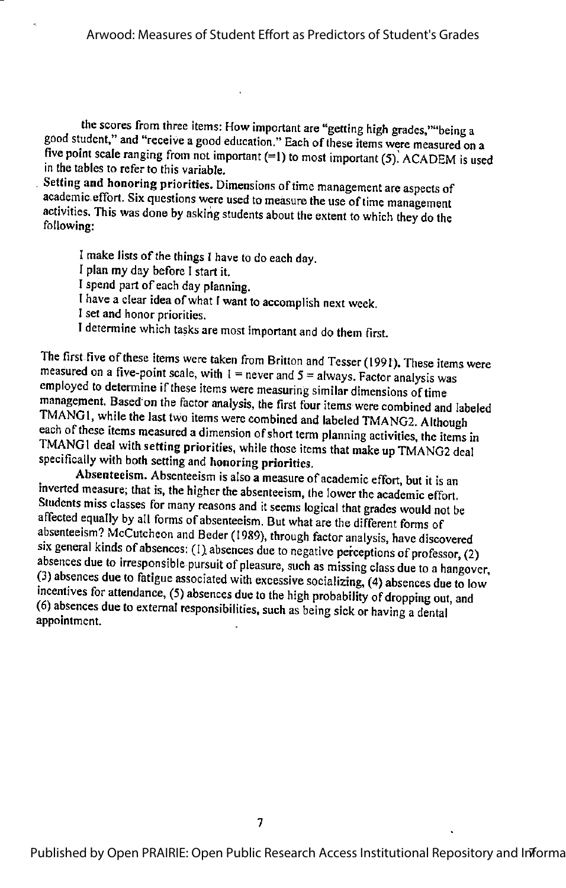the scores from three items: How important are "getting high grades,""being a good student," and "receive a good education." Each of these items were measured on a five point scale ranging from not important (=1) to most important (5). ACADEM is used in the tables to refer to this variable.

**Setting and honoring priorities.** Dimensions of time management are aspects of academic effort. Six questions were used to measure the use of time management activities. This was done by asking students about the extent to which they do the following:

I make lists of the things I have to do each day.
I plan my day before I start it.
I spend part of each day planning.
I have a clear idea of what I want to accomplish next week.
I set and honor priorities.
I determine which tasks are most important and do them first.

The first five of these items were taken from Britton and Tesser (1991). These items were measured on a five-point scale, with 1 = never and 5 = always. Factor analysis was employed to determine if these items were measuring similar dimensions of time management. Based on the factor analysis, the first four items were combined and labeled TMANG1, while the last two items were combined and labeled TMANG2. Although each of these items measured a dimension of short term planning activities, the items in TMANG1 deal with setting priorities, while those items that make up TMANG2 deal specifically with both setting and honoring priorities.

**Absenteeism.** Absenteeism is also a measure of academic effort, but it is an inverted measure; that is, the higher the absenteeism, the lower the academic effort. Students miss classes for many reasons and it seems logical that grades would not be affected equally by all forms of absenteeism. But what are the different forms of absenteeism? McCutcheon and Beder (1989), through factor analysis, have discovered six general kinds of absences: (1) absences due to negative perceptions of professor, (2) absences due to irresponsible pursuit of pleasure, such as missing class due to a hangover, (3) absences due to fatigue associated with excessive socializing, (4) absences due to low incentives for attendance, (5) absences due to the high probability of dropping out, and (6) absences due to external responsibilities, such as being sick or having a dental appointment.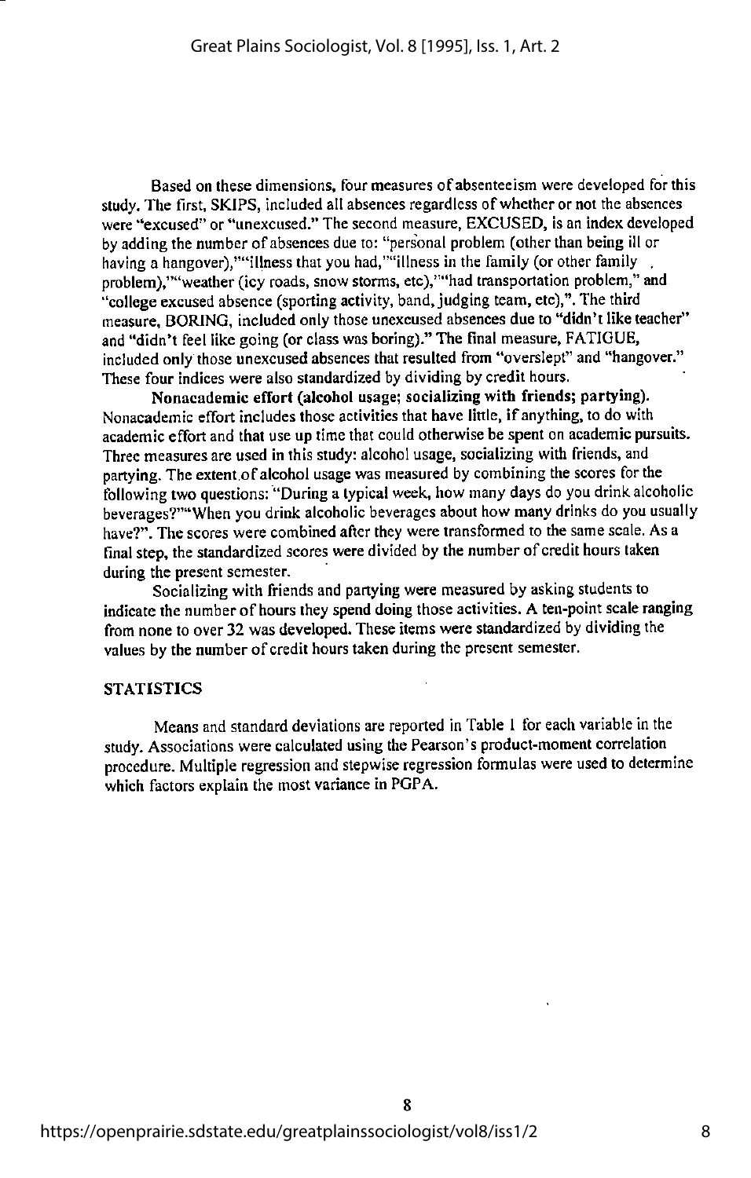Based on these dimensions, four measures of absenteeism were developed for this study. The first, SKIPS, included all absences regardless of whether or not the absences were "excused" or "unexcused." The second measure, EXCUSED, is an index developed by adding the number of absences due to: "personal problem (other than being ill or having a hangover),""illness that you had,""illness in the family (or other family problem),""weather (icy roads, snow storms, etc),""had transportation problem," and "college excused absence (sporting activity, band, judging team, etc),". The third measure, BORING, included only those unexcused absences due to "didn't like teacher" and "didn't feel like going (or class was boring)." The final measure, FATIGUE, included only those unexcused absences that resulted from "overslept" and "hangover." These four indices were also standardized by dividing by credit hours.

**Nonacademic effort (alcohol usage; socializing with friends; partying).** Nonacademic effort includes those activities that have little, if anything, to do with academic effort and that use up time that could otherwise be spent on academic pursuits. Three measures are used in this study: alcohol usage, socializing with friends, and partying. The extent of alcohol usage was measured by combining the scores for the following two questions: "During a typical week, how many days do you drink alcoholic beverages?""When you drink alcoholic beverages about how many drinks do you usually have?". The scores were combined after they were transformed to the same scale. As a final step, the standardized scores were divided by the number of credit hours taken during the present semester.

Socializing with friends and partying were measured by asking students to indicate the number of hours they spend doing those activities. A ten-point scale ranging from none to over 32 was developed. These items were standardized by dividing the values by the number of credit hours taken during the present semester.

## STATISTICS

Means and standard deviations are reported in Table 1 for each variable in the study. Associations were calculated using the Pearson's product-moment correlation procedure. Multiple regression and stepwise regression formulas were used to determine which factors explain the most variance in PGPA.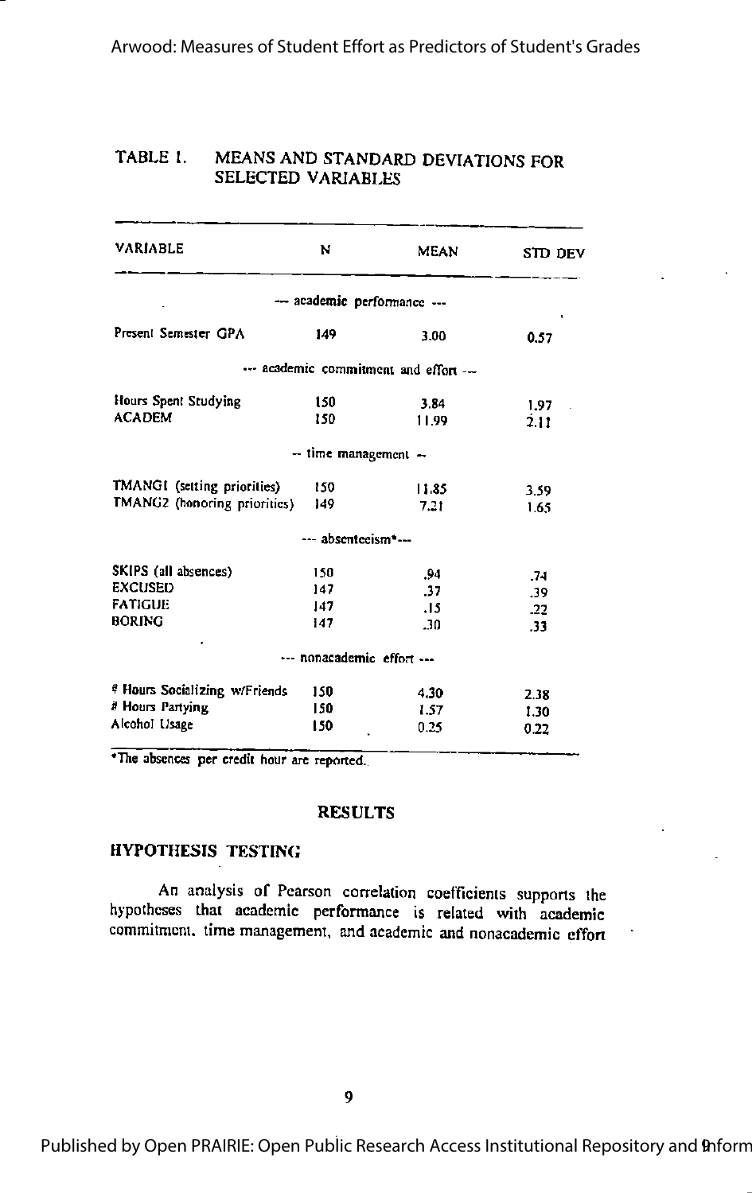TABLE 1. MEANS AND STANDARD DEVIATIONS FOR SELECTED VARIABLES

| VARIABLE | N | MEAN | STD DEV |
|---|---|---|---|
| --- academic performance --- | | | |
| Present Semester GPA | 149 | 3.00 | 0.57 |
| --- academic commitment and effort --- | | | |
| Hours Spent Studying | 150 | 3.84 | 1.97 |
| ACADEM | 150 | 11.99 | 2.11 |
| -- time management -- | | | |
| TMANG1 (setting priorities) | 150 | 11.85 | 3.59 |
| TMANG2 (honoring priorities) | 149 | 7.21 | 1.65 |
| --- absenteeism* --- | | | |
| SKIPS (all absences) | 150 | .94 | .74 |
| EXCUSED | 147 | .37 | .39 |
| FATIGUE | 147 | .15 | .22 |
| BORING | 147 | .30 | .33 |
| --- nonacademic effort --- | | | |
| # Hours Socializing w/Friends | 150 | 4.30 | 2.38 |
| # Hours Partying | 150 | 1.57 | 1.30 |
| Alcohol Usage | 150 | 0.25 | 0.22 |

*The absences per credit hour are reported.

## RESULTS

### HYPOTHESIS TESTING

An analysis of Pearson correlation coefficients supports the hypotheses that academic performance is related with academic commitment, time management, and academic and nonacademic effort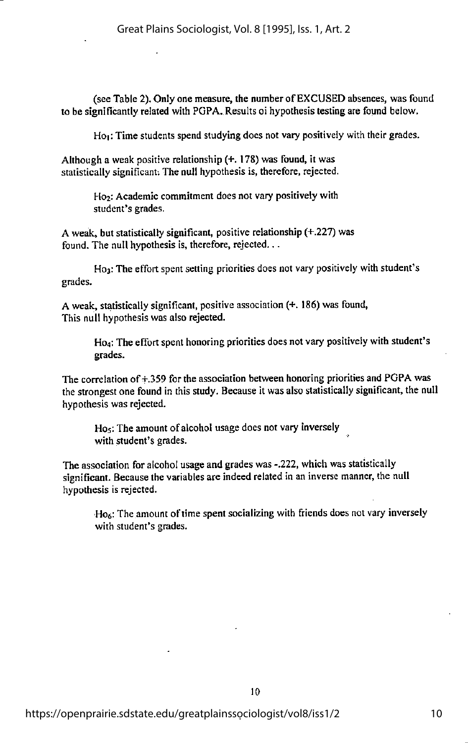(see Table 2). Only one measure, the number of EXCUSED absences, was found to be significantly related with PGPA. Results oi hypothesis testing are found below.

$Ho_1$: Time students spend studying does not vary positively with their grades.

Although a weak positive relationship (+. 178) was found, it was statistically significant; The null hypothesis is, therefore, rejected.

$Ho_2$: Academic commitment does not vary positively with student's grades.

A weak, but statistically significant, positive relationship (+.227) was found. The null hypothesis is, therefore, rejected. . .

$Ho_3$: The effort spent setting priorities does not vary positively with student's grades.

A weak, statistically significant, positive association (+. 186) was found, This null hypothesis was also rejected.

$Ho_4$: The effort spent honoring priorities does not vary positively with student's grades.

The correlation of +.359 for the association between honoring priorities and PGPA was the strongest one found in this study. Because it was also statistically significant, the null hypothesis was rejected.

$Ho_5$: The amount of alcohol usage does not vary inversely with student's grades.

The association for alcohol usage and grades was -.222, which was statistically significant. Because the variables are indeed related in an inverse manner, the null hypothesis is rejected.

$Ho_6$: The amount of time spent socializing with friends does not vary inversely with student's grades.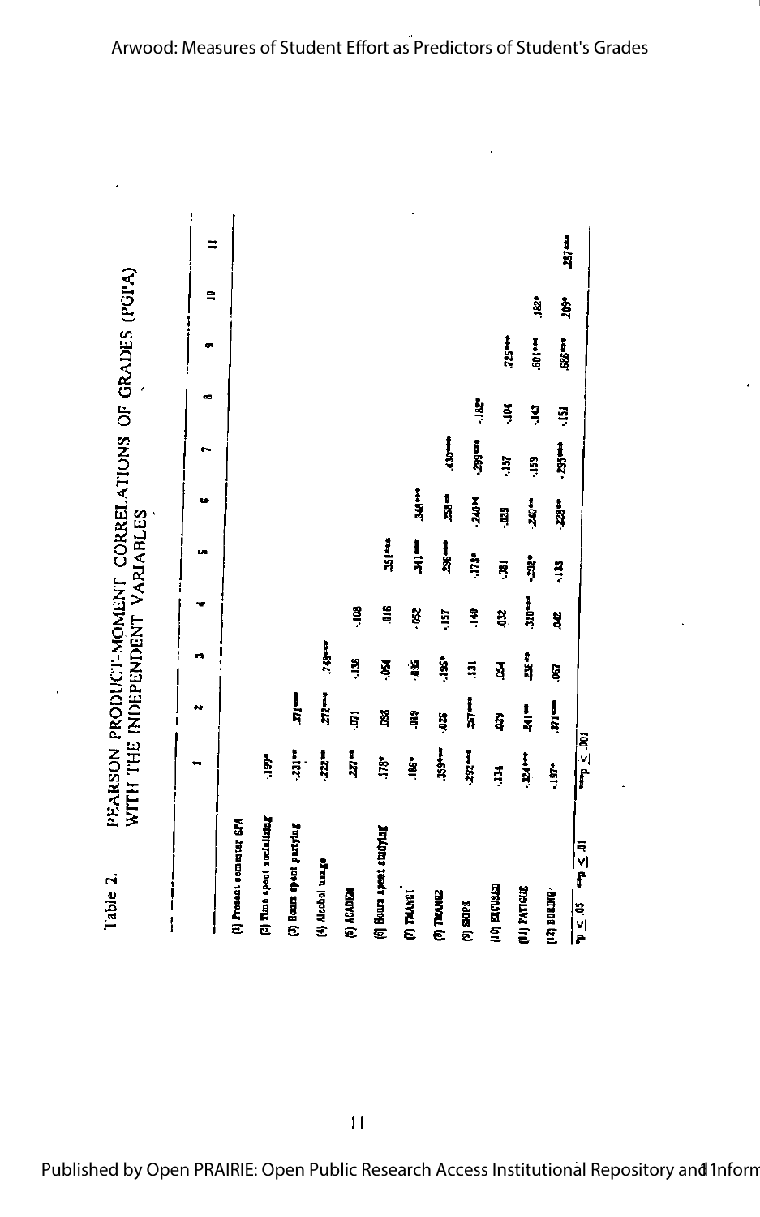Table 2. PEARSON PRODUCT-MOMENT CORRELATIONS OF GRADES (PGPA) WITH THE INDEPENDENT VARIABLES

| | 1 | 2 | 3 | 4 | 5 | 6 | 7 | 8 | 9 | 10 | 11 |
|---|---|---|---|---|---|---|---|---|---|---|---|
| (1) Present semester GPA | | | | | | | | | | | |
| (2) Time spent socializing | .199* | | | | | | | | | | |
| (3) Hours spent partying | -.231** | .571*** | | | | | | | | | |
| (4) Alcohol usage | -.222** | .272*** | .743*** | | | | | | | | |
| (5) ACADEM | .227** | .071 | -.138 | -.108 | | | | | | | |
| (6) Hours spent studying | .178* | .093 | -.054 | .016 | .351*** | | | | | | |
| (7) TMANG1 | .186* | .019 | .095 | -.052 | .341*** | .348*** | | | | | |
| (8) TMANG2 | .359*** | .035 | -.195* | -.157 | .296*** | .258** | .430*** | | | | |
| (9) SKIPS | -.292*** | .267*** | .131 | .149 | -.173* | -.240** | -.299*** | -.182* | | | |
| (10) EXCUSED | .134 | .039 | .054 | .032 | .081 | -.023 | -.157 | .104 | .725*** | | |
| (11) FATIGUE | -.324*** | .241** | .236** | .310*** | -.202* | -.240** | -.159 | -.143 | .601*** | .182* | |
| (12) BORING | -.197* | .371*** | .067 | .042 | -.133 | -.223** | -.295*** | -.151 | .686*** | .203* | .287*** |

*$p \leq .05$ **$p \leq .01$ ***$p \leq .001$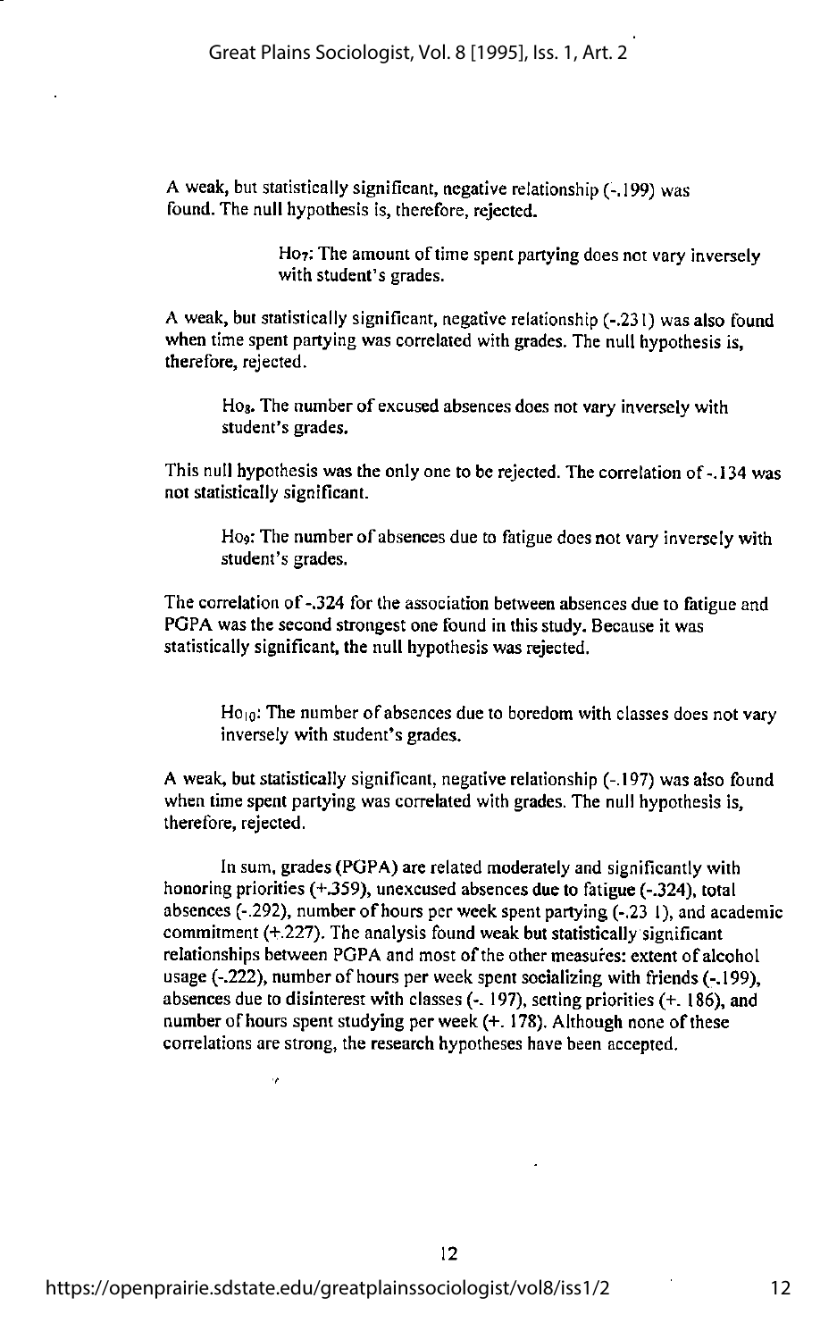A weak, but statistically significant, negative relationship (-.199) was found. The null hypothesis is, therefore, rejected.

> $Ho_7$: The amount of time spent partying does not vary inversely with student's grades.

A weak, but statistically significant, negative relationship (-.231) was also found when time spent partying was correlated with grades. The null hypothesis is, therefore, rejected.

> $Ho_8$. The number of excused absences does not vary inversely with student's grades.

This null hypothesis was the only one to be rejected. The correlation of -.134 was not statistically significant.

> $Ho_9$: The number of absences due to fatigue does not vary inversely with student's grades.

The correlation of -.324 for the association between absences due to fatigue and PGPA was the second strongest one found in this study. Because it was statistically significant, the null hypothesis was rejected.

> $Ho_{10}$: The number of absences due to boredom with classes does not vary inversely with student's grades.

A weak, but statistically significant, negative relationship (-.197) was also found when time spent partying was correlated with grades. The null hypothesis is, therefore, rejected.

In sum, grades (PGPA) are related moderately and significantly with honoring priorities (+.359), unexcused absences due to fatigue (-.324), total absences (-.292), number of hours per week spent partying (-.231), and academic commitment (+.227). The analysis found weak but statistically significant relationships between PGPA and most of the other measures: extent of alcohol usage (-.222), number of hours per week spent socializing with friends (-.199), absences due to disinterest with classes (-.197), setting priorities (+.186), and number of hours spent studying per week (+.178). Although none of these correlations are strong, the research hypotheses have been accepted.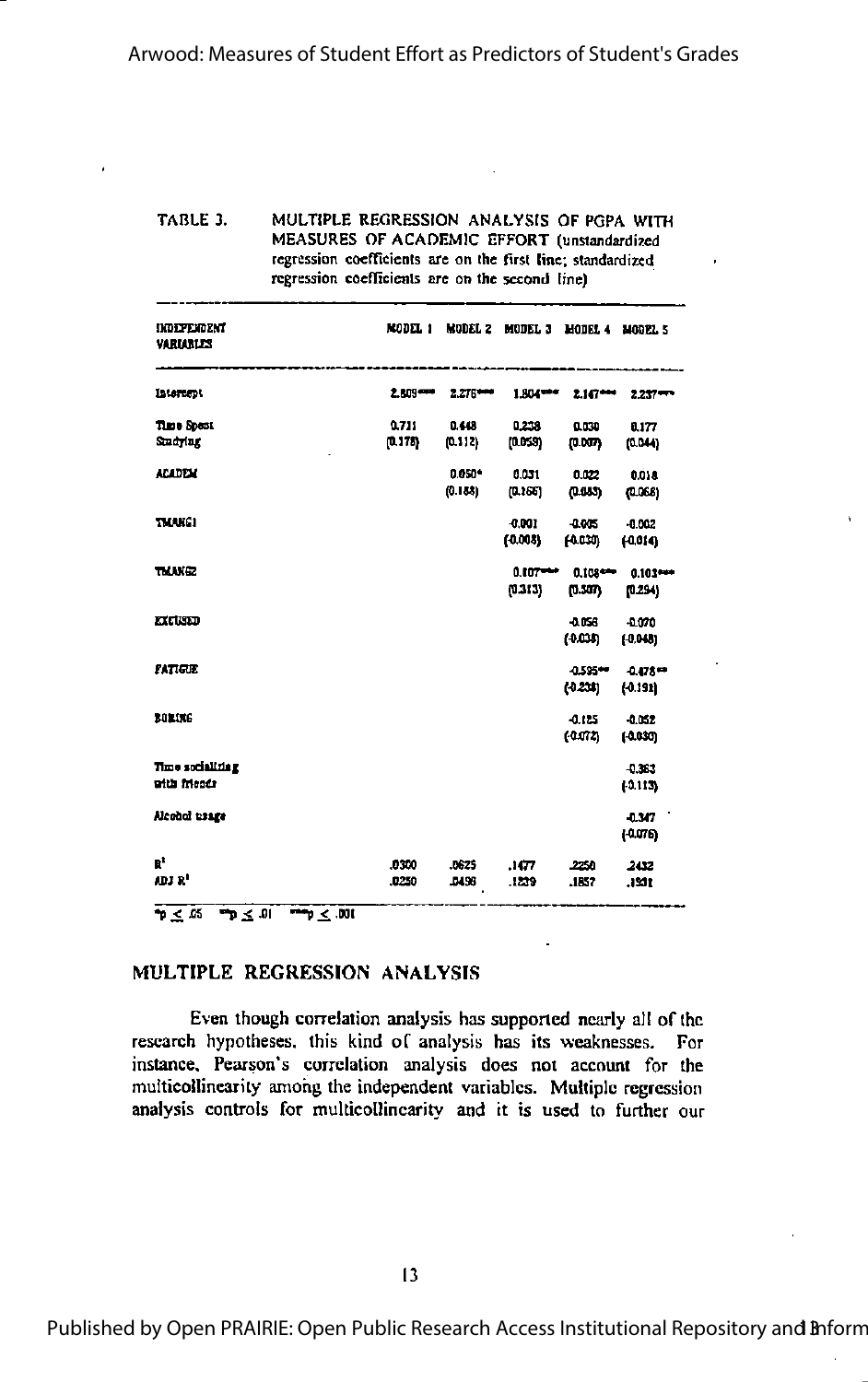TABLE 3. MULTIPLE REGRESSION ANALYSIS OF PGPA WITH MEASURES OF ACADEMIC EFFORT (unstandardized regression coefficients are on the first line; standardized regression coefficients are on the second line)

| INDEPENDENT VARIABLES | MODEL 1 | MODEL 2 | MODEL 3 | MODEL 4 | MODEL 5 |
|---|---|---|---|---|---|
| Intercept | 2.809*** | 2.276*** | 1.804*** | 2.147*** | 2.237*** |
| Time Spent Studying | 0.711 | 0.448 | 0.238 | 0.030 | 0.177 |
| | (0.178) | (0.112) | (0.059) | (0.007) | (0.044) |
| ACADEM | | 0.050* | 0.031 | 0.022 | 0.018 |
| | | (0.188) | (0.166) | (0.083) | (0.068) |
| TMANG1 | | | -0.001 | -0.005 | -0.002 |
| | | | (-0.008) | (-0.030) | (-0.014) |
| TMANG2 | | | 0.107*** | 0.108*** | 0.103*** |
| | | | (0.313) | (0.307) | (0.294) |
| EXCUSED | | | | -0.058 | -0.070 |
| | | | | (-0.038) | (-0.048) |
| FATIGUE | | | | -0.595** | -0.478** |
| | | | | (-0.238) | (-0.191) |
| BORING | | | | -0.125 | -0.052 |
| | | | | (-0.072) | (-0.030) |
| Time socializing with friends | | | | | -0.363 |
| | | | | | (-0.113) |
| Alcohol usage | | | | | -0.347 |
| | | | | | (-0.076) |
| $R^2$ | .0300 | .0625 | .1477 | .2250 | .2432 |
| ADJ $R^2$ | .0250 | .0458 | .1229 | .1857 | .1931 |

*$p \leq .05$ **$p \leq .01$ ***$p \leq .001$

## MULTIPLE REGRESSION ANALYSIS

Even though correlation analysis has supported nearly all of the research hypotheses, this kind of analysis has its weaknesses. For instance, Pearson's correlation analysis does not account for the multicollinearity among the independent variables. Multiple regression analysis controls for multicollinearity and it is used to further our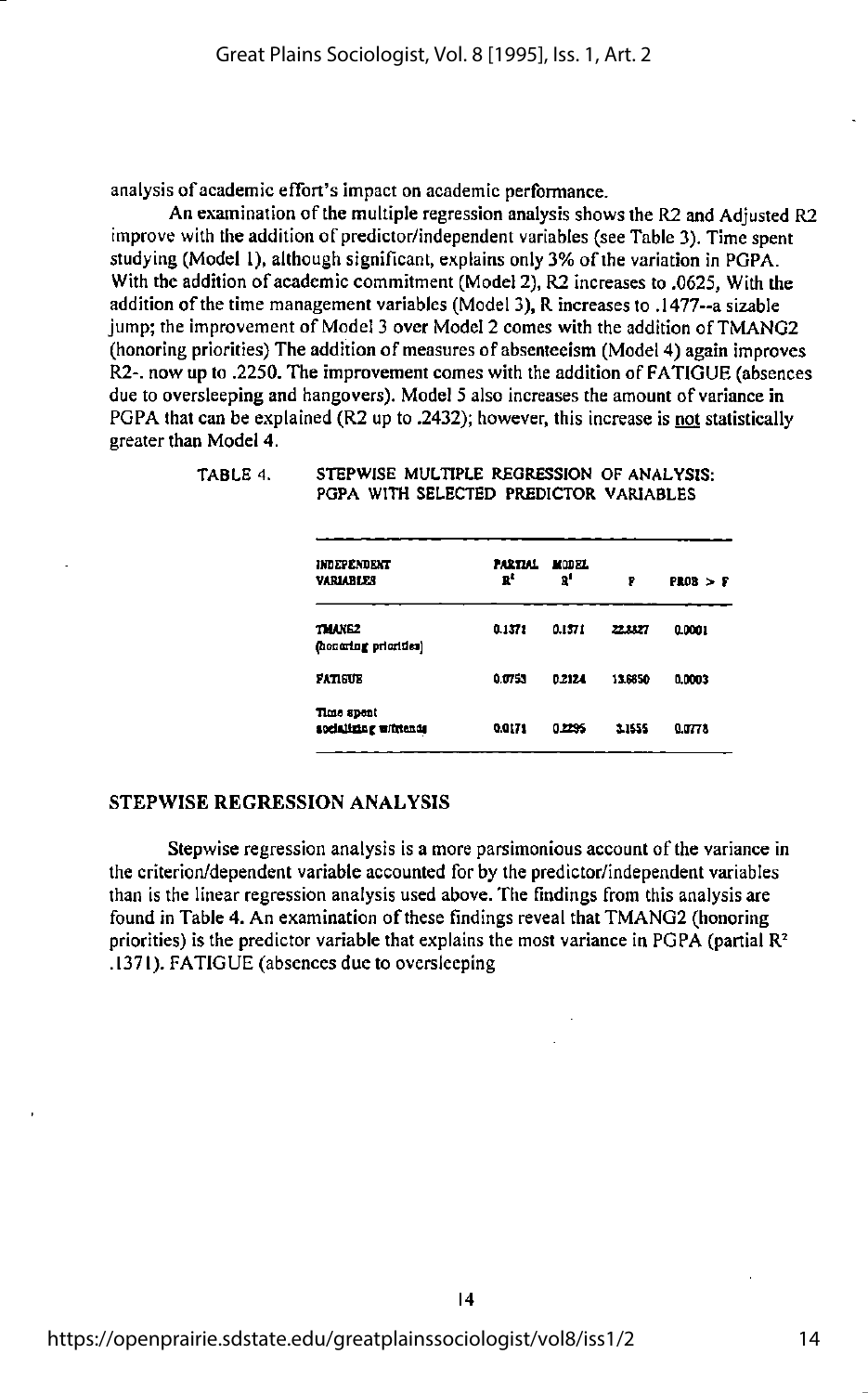analysis of academic effort's impact on academic performance.

An examination of the multiple regression analysis shows the R2 and Adjusted R2 improve with the addition of predictor/independent variables (see Table 3). Time spent studying (Model 1), although significant, explains only 3% of the variation in PGPA. With the addition of academic commitment (Model 2), R2 increases to .0625, With the addition of the time management variables (Model 3), R increases to .1477--a sizable jump; the improvement of Model 3 over Model 2 comes with the addition of TMANG2 (honoring priorities) The addition of measures of absenteeism (Model 4) again improves R2-. now up to .2250. The improvement comes with the addition of FATIGUE (absences due to oversleeping and hangovers). Model 5 also increases the amount of variance in PGPA that can be explained (R2 up to .2432); however, this increase is <u>not</u> statistically greater than Model 4.

TABLE 4. STEPWISE MULTIPLE REGRESSION OF ANALYSIS: PGPA WITH SELECTED PREDICTOR VARIABLES

| INDEPENDENT VARIABLES | PARTIAL $R^2$ | MODEL $R^2$ | F | PROB > F |
|---|---|---|---|---|
| TMANG2 (honoring priorities) | 0.1371 | 0.1371 | 22.3327 | 0.0001 |
| FATIGUE | 0.0753 | 0.2124 | 13.6850 | 0.0003 |
| Time spent socializing w/friends | 0.0171 | 0.2295 | 3.1555 | 0.0778 |

## STEPWISE REGRESSION ANALYSIS

Stepwise regression analysis is a more parsimonious account of the variance in the criterion/dependent variable accounted for by the predictor/independent variables than is the linear regression analysis used above. The findings from this analysis are found in Table 4. An examination of these findings reveal that TMANG2 (honoring priorities) is the predictor variable that explains the most variance in PGPA (partial $R^2$ .1371). FATIGUE (absences due to oversleeping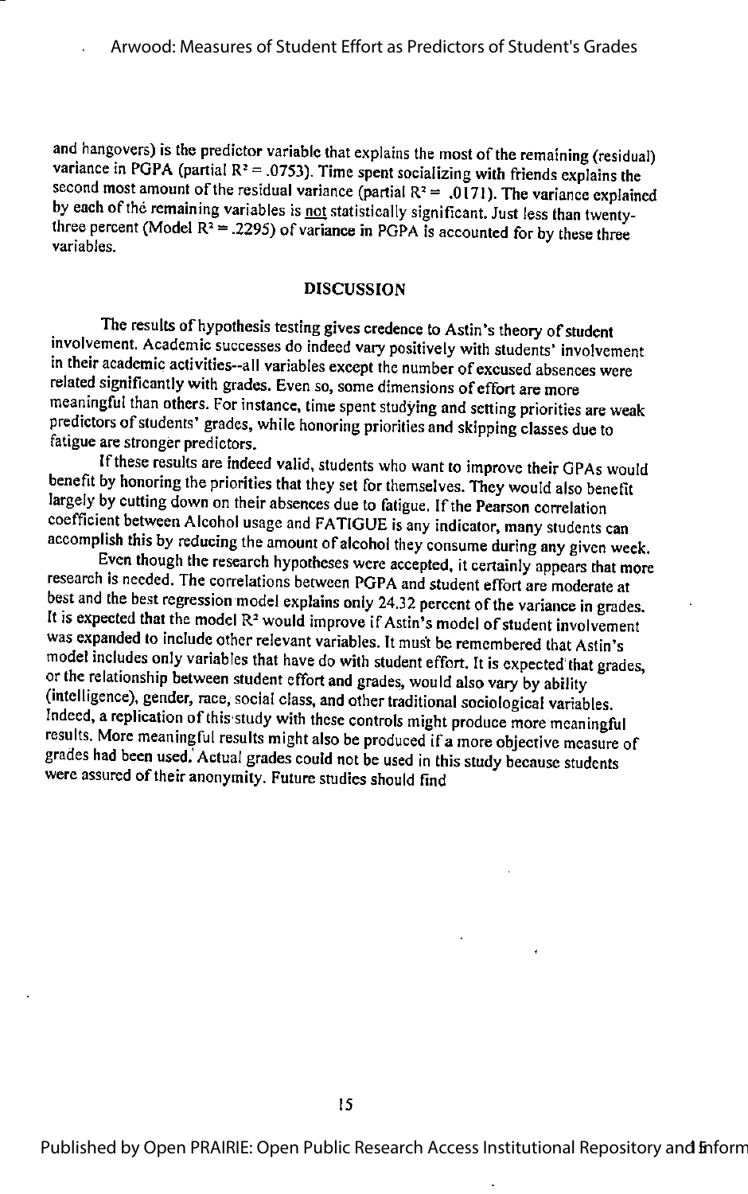and hangovers) is the predictor variable that explains the most of the remaining (residual) variance in PGPA (partial $R^2 = .0753$). Time spent socializing with friends explains the second most amount of the residual variance (partial $R^2 = .0171$). The variance explained by each of the remaining variables is not statistically significant. Just less than twenty-three percent (Model $R^2 = .2295$) of variance in PGPA is accounted for by these three variables.

## DISCUSSION

The results of hypothesis testing gives credence to Astin's theory of student involvement. Academic successes do indeed vary positively with students' involvement in their academic activities--all variables except the number of excused absences were related significantly with grades. Even so, some dimensions of effort are more meaningful than others. For instance, time spent studying and setting priorities are weak predictors of students' grades, while honoring priorities and skipping classes due to fatigue are stronger predictors.

If these results are indeed valid, students who want to improve their GPAs would benefit by honoring the priorities that they set for themselves. They would also benefit largely by cutting down on their absences due to fatigue. If the Pearson correlation coefficient between Alcohol usage and FATIGUE is any indicator, many students can accomplish this by reducing the amount of alcohol they consume during any given week.

Even though the research hypotheses were accepted, it certainly appears that more research is needed. The correlations between PGPA and student effort are moderate at best and the best regression model explains only 24.32 percent of the variance in grades. It is expected that the model $R^2$ would improve if Astin's model of student involvement was expanded to include other relevant variables. It must be remembered that Astin's model includes only variables that have do with student effort. It is expected that grades, or the relationship between student effort and grades, would also vary by ability (intelligence), gender, race, social class, and other traditional sociological variables. Indeed, a replication of this study with these controls might produce more meaningful results. More meaningful results might also be produced if a more objective measure of grades had been used. Actual grades could not be used in this study because students were assured of their anonymity. Future studies should find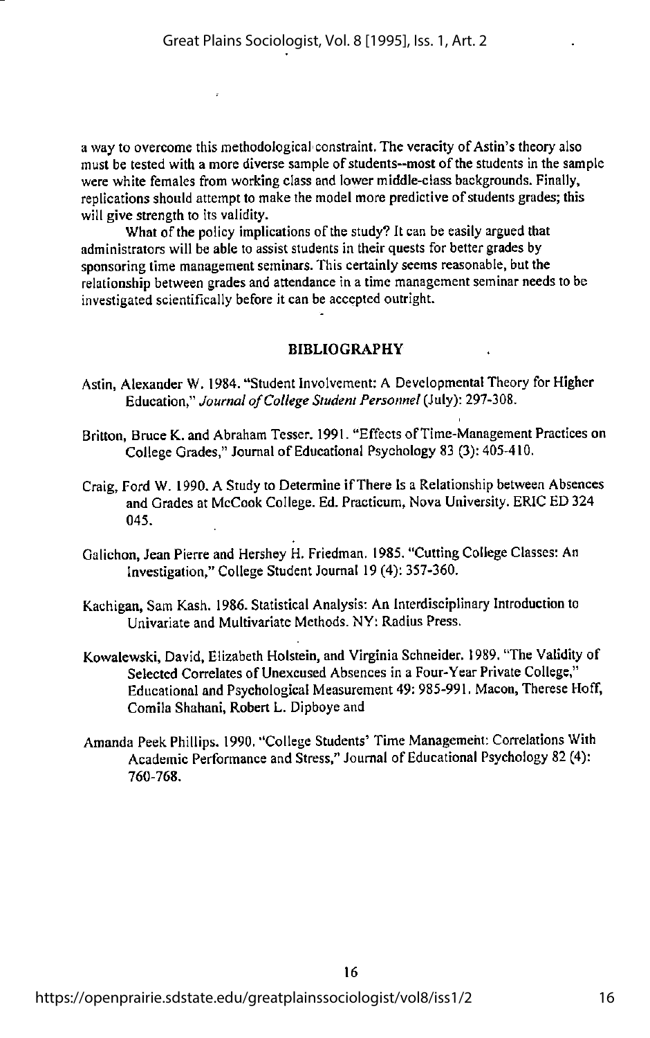a way to overcome this methodological constraint. The veracity of Astin's theory also must be tested with a more diverse sample of students--most of the students in the sample were white females from working class and lower middle-class backgrounds. Finally, replications should attempt to make the model more predictive of students grades; this will give strength to its validity.

What of the policy implications of the study? It can be easily argued that administrators will be able to assist students in their quests for better grades by sponsoring time management seminars. This certainly seems reasonable, but the relationship between grades and attendance in a time management seminar needs to be investigated scientifically before it can be accepted outright.

## BIBLIOGRAPHY

Astin, Alexander W. 1984. "Student Involvement: A Developmental Theory for Higher Education," *Journal of College Student Personnel* (July): 297-308.

Britton, Bruce K. and Abraham Tesser. 1991. "Effects of Time-Management Practices on College Grades," Journal of Educational Psychology 83 (3): 405-410.

Craig, Ford W. 1990. A Study to Determine if There Is a Relationship between Absences and Grades at McCook College. Ed. Practicum, Nova University. ERIC ED 324 045.

Galichon, Jean Pierre and Hershey H. Friedman. 1985. "Cutting College Classes: An Investigation," College Student Journal 19 (4): 357-360.

Kachigan, Sam Kash. 1986. Statistical Analysis: An Interdisciplinary Introduction to Univariate and Multivariate Methods. NY: Radius Press.

Kowalewski, David, Elizabeth Holstein, and Virginia Schneider. 1989. "The Validity of Selected Correlates of Unexcused Absences in a Four-Year Private College," Educational and Psychological Measurement 49: 985-991. Macon, Therese Hoff, Comila Shahani, Robert L. Dipboye and

Amanda Peek Phillips. 1990. "College Students' Time Management: Correlations With Academic Performance and Stress," Journal of Educational Psychology 82 (4): 760-768.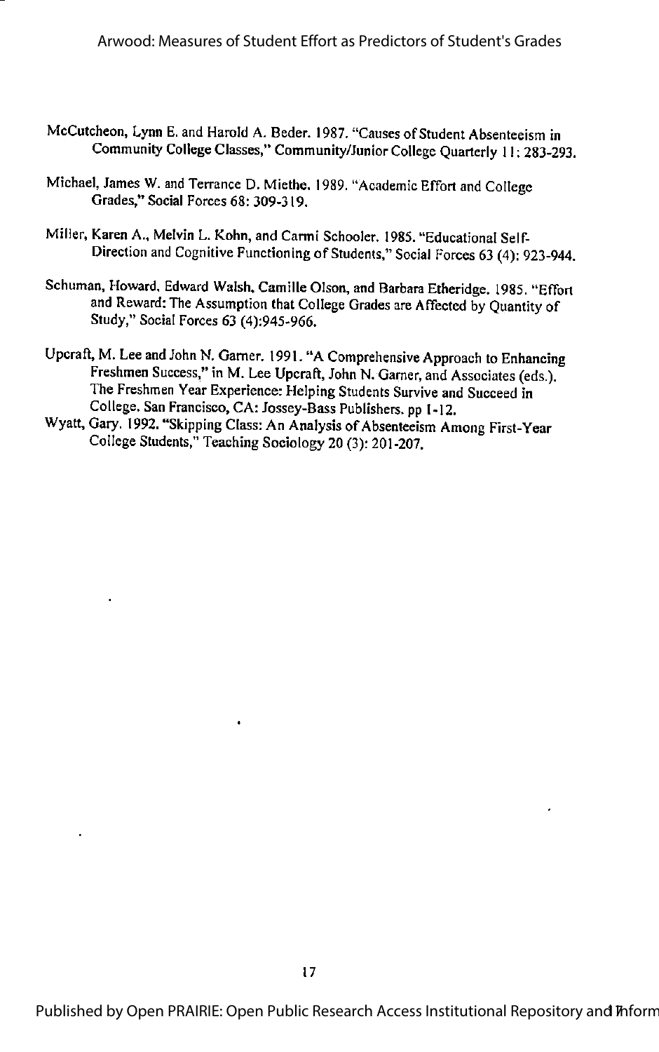McCutcheon, Lynn E. and Harold A. Beder. 1987. "Causes of Student Absenteeism in Community College Classes," Community/Junior College Quarterly 11: 283-293.

Michael, James W. and Terrance D. Miethe. 1989. "Academic Effort and College Grades," Social Forces 68: 309-319.

Miller, Karen A., Melvin L. Kohn, and Carmi Schooler. 1985. "Educational Self-Direction and Cognitive Functioning of Students," Social Forces 63 (4): 923-944.

Schuman, Howard, Edward Walsh, Camille Olson, and Barbara Etheridge. 1985. "Effort and Reward: The Assumption that College Grades are Affected by Quantity of Study," Social Forces 63 (4):945-966.

Upcraft, M. Lee and John N. Garner. 1991. "A Comprehensive Approach to Enhancing Freshmen Success," in M. Lee Upcraft, John N. Garner, and Associates (eds.). The Freshmen Year Experience: Helping Students Survive and Succeed in College. San Francisco, CA: Jossey-Bass Publishers. pp 1-12.

Wyatt, Gary. 1992. "Skipping Class: An Analysis of Absenteeism Among First-Year College Students," Teaching Sociology 20 (3): 201-207.